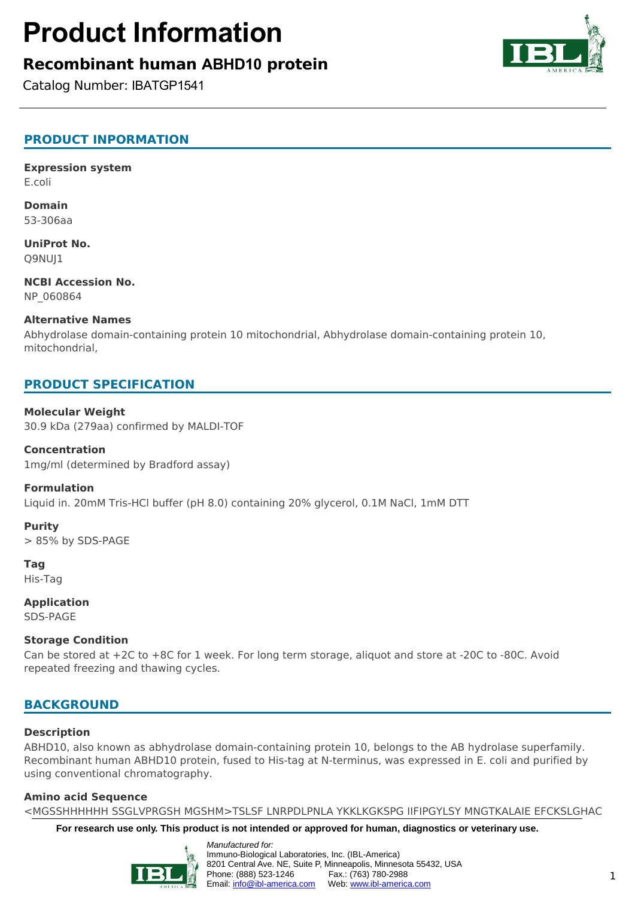# Product Information

## Recombinant human ABHD10 protein

Catalog Number: IBATGP1541

## PRODUCT INPORMATION

**Expression system**
E.coli

**Domain**
53-306aa

**UniProt No.**
Q9NUJ1

**NCBI Accession No.**
NP_060864

**Alternative Names**
Abhydrolase domain-containing protein 10 mitochondrial, Abhydrolase domain-containing protein 10, mitochondrial,

## PRODUCT SPECIFICATION

**Molecular Weight**
30.9 kDa (279aa) confirmed by MALDI-TOF

**Concentration**
1mg/ml (determined by Bradford assay)

**Formulation**
Liquid in. 20mM Tris-HCl buffer (pH 8.0) containing 20% glycerol, 0.1M NaCl, 1mM DTT

**Purity**
> 85% by SDS-PAGE

**Tag**
His-Tag

**Application**
SDS-PAGE

**Storage Condition**
Can be stored at +2C to +8C for 1 week. For long term storage, aliquot and store at -20C to -80C. Avoid repeated freezing and thawing cycles.

## BACKGROUND

**Description**
ABHD10, also known as abhydrolase domain-containing protein 10, belongs to the AB hydrolase superfamily. Recombinant human ABHD10 protein, fused to His-tag at N-terminus, was expressed in E. coli and purified by using conventional chromatography.

**Amino acid Sequence**
<MGSSHHHHHH SSGLVPRGSH MGSHM>TSLSF LNRPDLPNLA YKKLKGKSPG IIFIPGYLSY MNGTKALAIE EFCKSLGHAC

**For research use only. This product is not intended or approved for human, diagnostics or veterinary use.**

*Manufactured for:*
Immuno-Biological Laboratories, Inc. (IBL-America)
8201 Central Ave. NE, Suite P, Minneapolis, Minnesota 55432, USA
Phone: (888) 523-1246 Fax.: (763) 780-2988
Email: info@ibl-america.com Web: www.ibl-america.com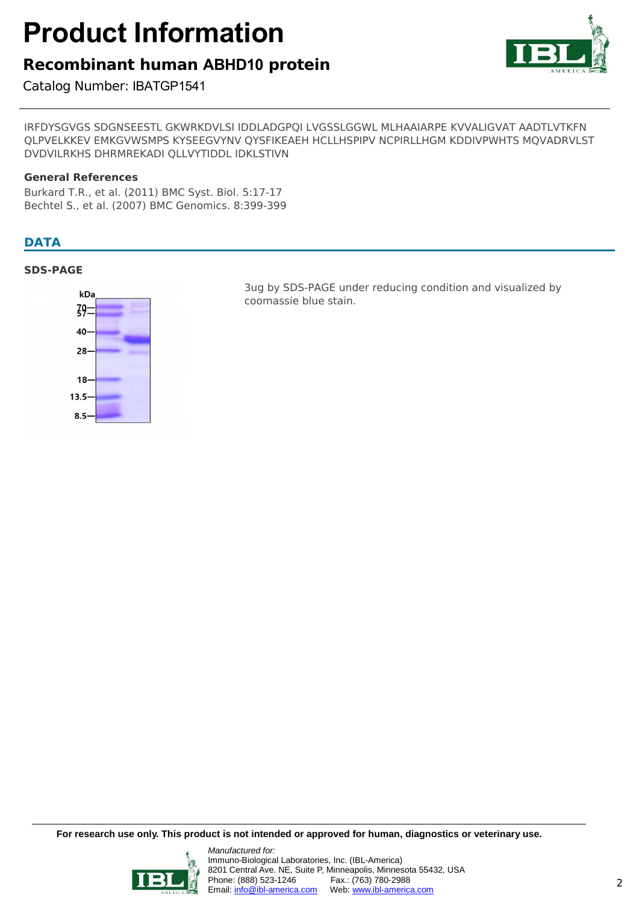# Product Information

## Recombinant human ABHD10 protein

Catalog Number: IBATGP1541

IRFDYSGVGS SDGNSEESTL GKWRKDVLSI IDDLADGPQI LVGSSLGGWL MLHAAIARPE KVVALIGVAT AADTLVTKFN QLPVELKKEV EMKGVWSMPS KYSEEGVYNV QYSFIKEAEH HCLLHSPIPV NCPIRLLHGM KDDIVPWHTS MQVADRVLST DVDVILRKHS DHRMREKADI QLLVYTIDDL IDKLSTIVN

**General References**

Burkard T.R., et al. (2011) BMC Syst. Biol. 5:17-17
Bechtel S., et al. (2007) BMC Genomics. 8:399-399

## DATA

### SDS-PAGE

kDa
70
57
40
28
18
13.5
8.5

3ug by SDS-PAGE under reducing condition and visualized by coomassie blue stain.

**For research use only. This product is not intended or approved for human, diagnostics or veterinary use.**

*Manufactured for:*
Immuno-Biological Laboratories, Inc. (IBL-America)
8201 Central Ave. NE, Suite P, Minneapolis, Minnesota 55432, USA
Phone: (888) 523-1246 Fax.: (763) 780-2988
Email: info@ibl-america.com Web: www.ibl-america.com